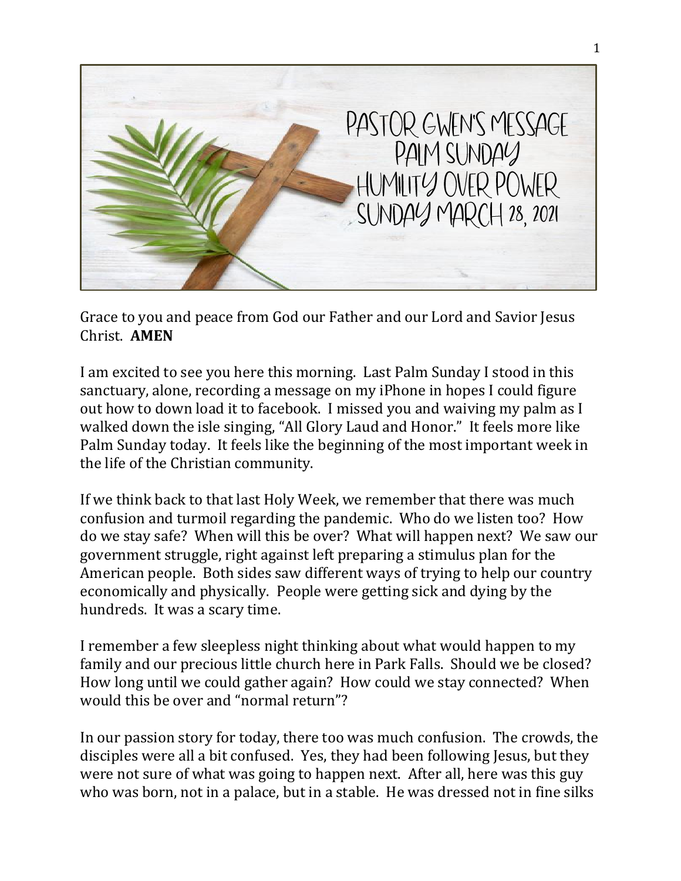PASTOR GWEN'S MESSAGE
PALM SUNDAY
HUMILITY OVER POWER
SUNDAY MARCH 28, 2021

Grace to you and peace from God our Father and our Lord and Savior Jesus Christ. **AMEN**

I am excited to see you here this morning. Last Palm Sunday I stood in this sanctuary, alone, recording a message on my iPhone in hopes I could figure out how to down load it to facebook. I missed you and waiving my palm as I walked down the isle singing, "All Glory Laud and Honor." It feels more like Palm Sunday today. It feels like the beginning of the most important week in the life of the Christian community.

If we think back to that last Holy Week, we remember that there was much confusion and turmoil regarding the pandemic. Who do we listen too? How do we stay safe? When will this be over? What will happen next? We saw our government struggle, right against left preparing a stimulus plan for the American people. Both sides saw different ways of trying to help our country economically and physically. People were getting sick and dying by the hundreds. It was a scary time.

I remember a few sleepless night thinking about what would happen to my family and our precious little church here in Park Falls. Should we be closed? How long until we could gather again? How could we stay connected? When would this be over and "normal return"?

In our passion story for today, there too was much confusion. The crowds, the disciples were all a bit confused. Yes, they had been following Jesus, but they were not sure of what was going to happen next. After all, here was this guy who was born, not in a palace, but in a stable. He was dressed not in fine silks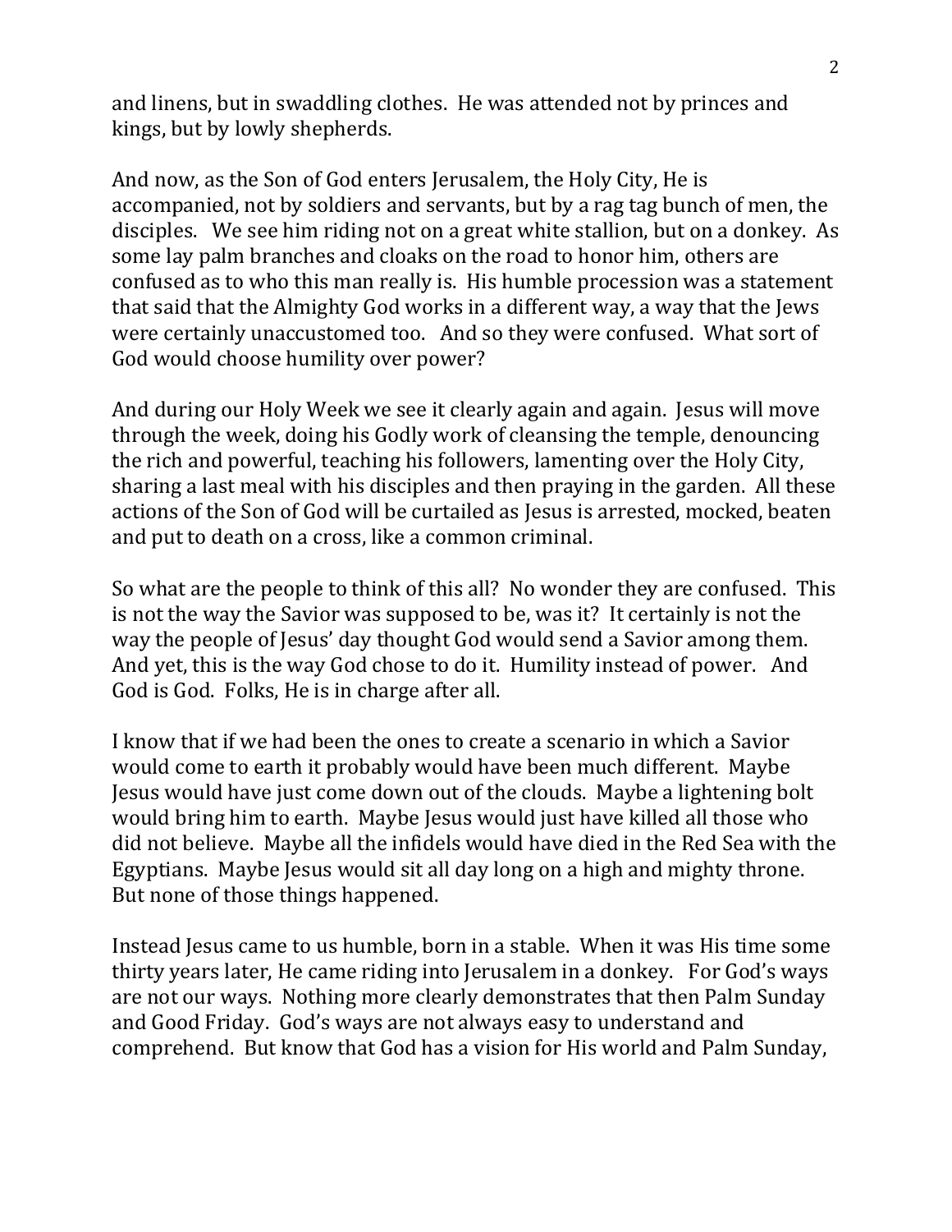and linens, but in swaddling clothes. He was attended not by princes and kings, but by lowly shepherds.

And now, as the Son of God enters Jerusalem, the Holy City, He is accompanied, not by soldiers and servants, but by a rag tag bunch of men, the disciples. We see him riding not on a great white stallion, but on a donkey. As some lay palm branches and cloaks on the road to honor him, others are confused as to who this man really is. His humble procession was a statement that said that the Almighty God works in a different way, a way that the Jews were certainly unaccustomed too. And so they were confused. What sort of God would choose humility over power?

And during our Holy Week we see it clearly again and again. Jesus will move through the week, doing his Godly work of cleansing the temple, denouncing the rich and powerful, teaching his followers, lamenting over the Holy City, sharing a last meal with his disciples and then praying in the garden. All these actions of the Son of God will be curtailed as Jesus is arrested, mocked, beaten and put to death on a cross, like a common criminal.

So what are the people to think of this all? No wonder they are confused. This is not the way the Savior was supposed to be, was it? It certainly is not the way the people of Jesus' day thought God would send a Savior among them. And yet, this is the way God chose to do it. Humility instead of power. And God is God. Folks, He is in charge after all.

I know that if we had been the ones to create a scenario in which a Savior would come to earth it probably would have been much different. Maybe Jesus would have just come down out of the clouds. Maybe a lightening bolt would bring him to earth. Maybe Jesus would just have killed all those who did not believe. Maybe all the infidels would have died in the Red Sea with the Egyptians. Maybe Jesus would sit all day long on a high and mighty throne. But none of those things happened.

Instead Jesus came to us humble, born in a stable. When it was His time some thirty years later, He came riding into Jerusalem in a donkey. For God's ways are not our ways. Nothing more clearly demonstrates that then Palm Sunday and Good Friday. God's ways are not always easy to understand and comprehend. But know that God has a vision for His world and Palm Sunday,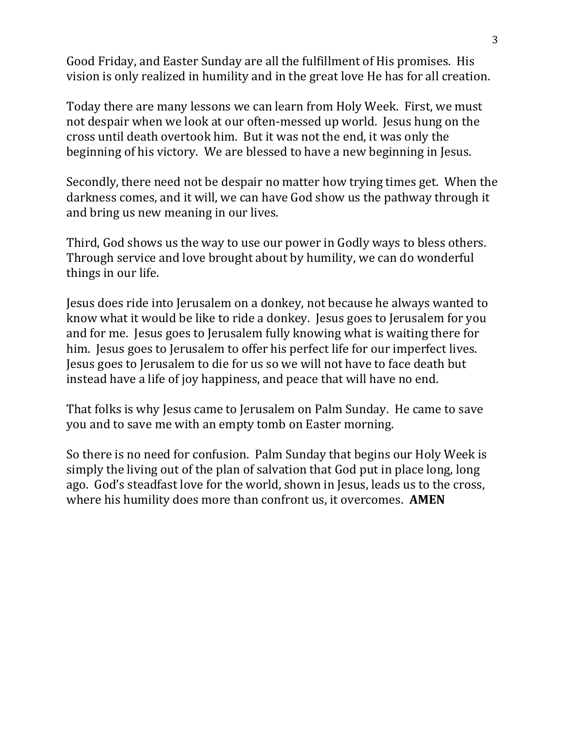Good Friday, and Easter Sunday are all the fulfillment of His promises. His vision is only realized in humility and in the great love He has for all creation.

Today there are many lessons we can learn from Holy Week. First, we must not despair when we look at our often-messed up world. Jesus hung on the cross until death overtook him. But it was not the end, it was only the beginning of his victory. We are blessed to have a new beginning in Jesus.

Secondly, there need not be despair no matter how trying times get. When the darkness comes, and it will, we can have God show us the pathway through it and bring us new meaning in our lives.

Third, God shows us the way to use our power in Godly ways to bless others. Through service and love brought about by humility, we can do wonderful things in our life.

Jesus does ride into Jerusalem on a donkey, not because he always wanted to know what it would be like to ride a donkey. Jesus goes to Jerusalem for you and for me. Jesus goes to Jerusalem fully knowing what is waiting there for him. Jesus goes to Jerusalem to offer his perfect life for our imperfect lives. Jesus goes to Jerusalem to die for us so we will not have to face death but instead have a life of joy happiness, and peace that will have no end.

That folks is why Jesus came to Jerusalem on Palm Sunday. He came to save you and to save me with an empty tomb on Easter morning.

So there is no need for confusion. Palm Sunday that begins our Holy Week is simply the living out of the plan of salvation that God put in place long, long ago. God's steadfast love for the world, shown in Jesus, leads us to the cross, where his humility does more than confront us, it overcomes. **AMEN**